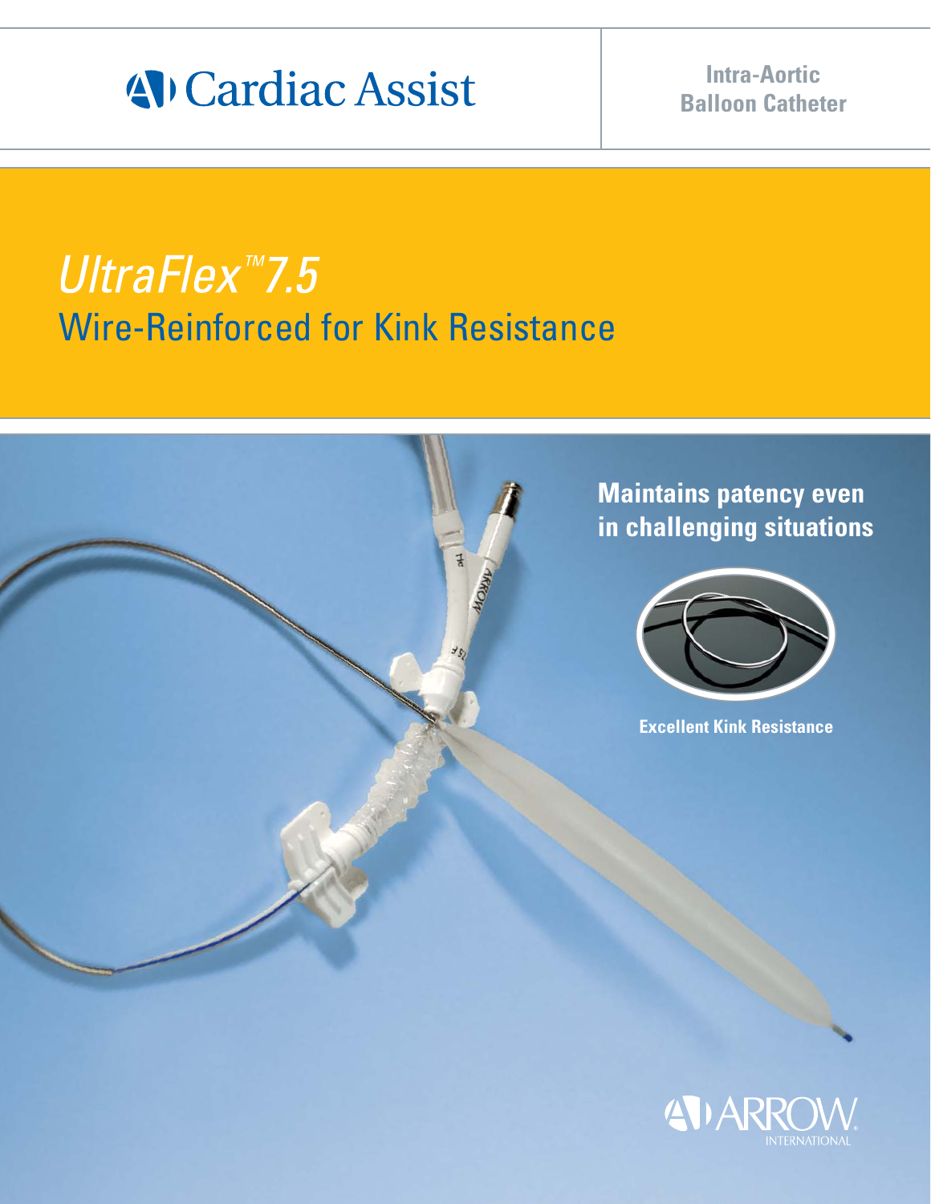Cardiac Assist

**Intra-Aortic Balloon Catheter**

# *UltraFlex™ 7.5*

## Wire-Reinforced for Kink Resistance

**Maintains patency even in challenging situations**

**Excellent Kink Resistance**

ARROW INTERNATIONAL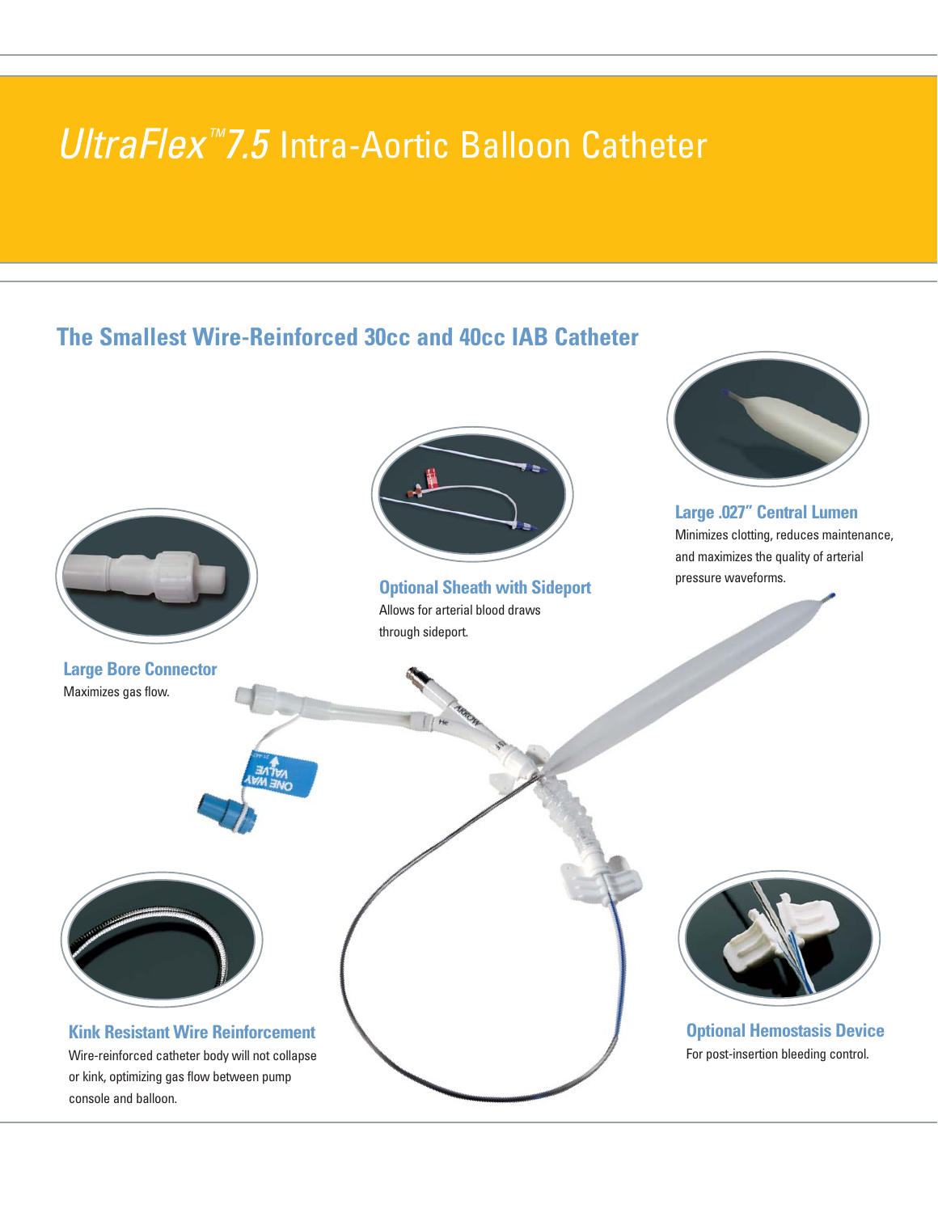# *UltraFlex™ 7.5* Intra-Aortic Balloon Catheter

## The Smallest Wire-Reinforced 30cc and 40cc IAB Catheter

### Large .027" Central Lumen

Minimizes clotting, reduces maintenance, and maximizes the quality of arterial pressure waveforms.

### Optional Sheath with Sideport

Allows for arterial blood draws through sideport.

### Large Bore Connector

Maximizes gas flow.

### Kink Resistant Wire Reinforcement

Wire-reinforced catheter body will not collapse or kink, optimizing gas flow between pump console and balloon.

### Optional Hemostasis Device

For post-insertion bleeding control.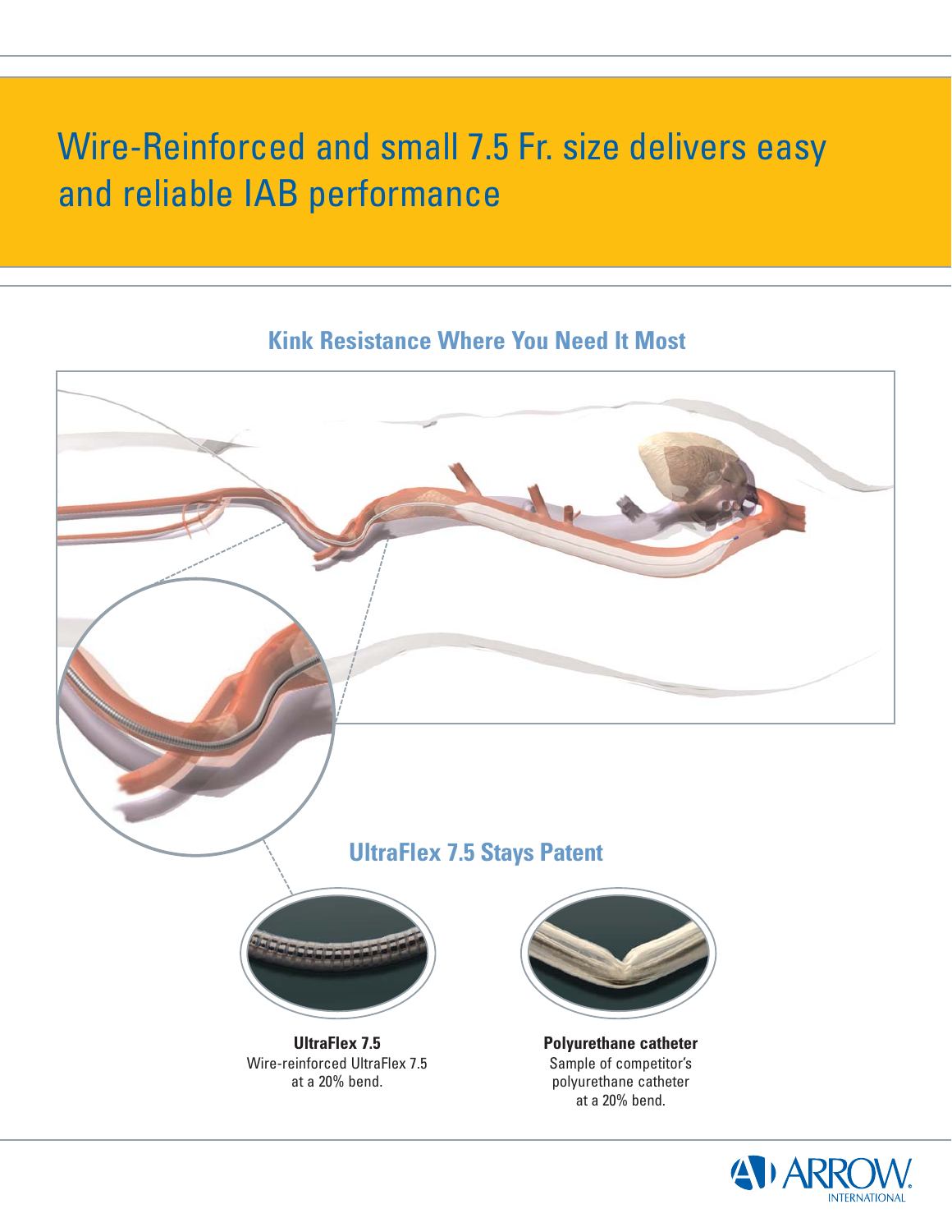# Wire-Reinforced and small 7.5 Fr. size delivers easy and reliable IAB performance

## Kink Resistance Where You Need It Most

## UltraFlex 7.5 Stays Patent

**UltraFlex 7.5**
Wire-reinforced UltraFlex 7.5 at a 20% bend.

**Polyurethane catheter**
Sample of competitor's polyurethane catheter at a 20% bend.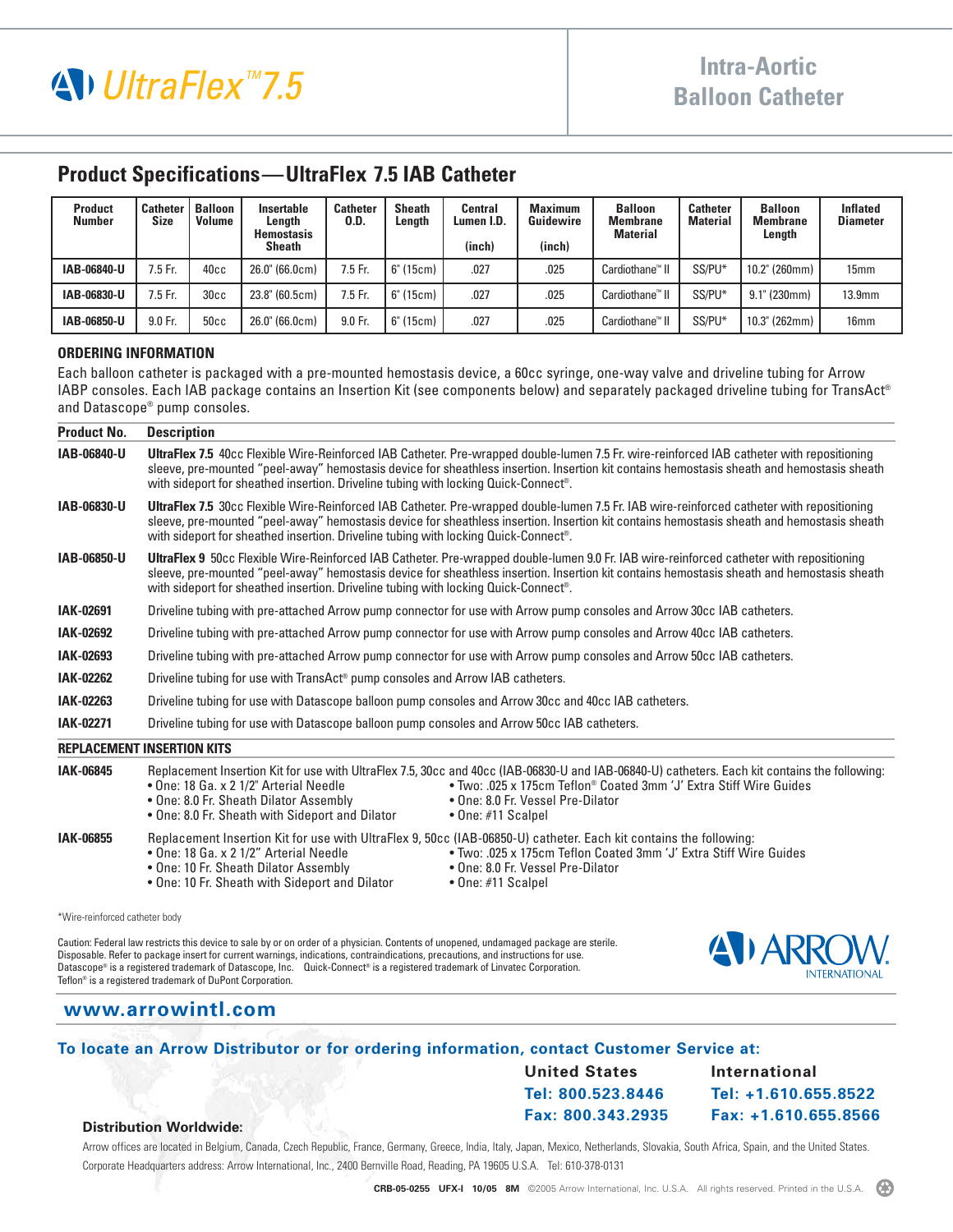# UltraFlex™ 7.5

## Intra-Aortic Balloon Catheter

## Product Specifications—UltraFlex 7.5 IAB Catheter

| Product Number | Catheter Size | Balloon Volume | Insertable Length Hemostasis Sheath | Catheter O.D. | Sheath Length | Central Lumen I.D. (inch) | Maximum Guidewire (inch) | Balloon Membrane Material | Catheter Material | Balloon Membrane Length | Inflated Diameter |
|---|---|---|---|---|---|---|---|---|---|---|---|
| IAB-06840-U | 7.5 Fr. | 40cc | 26.0" (66.0cm) | 7.5 Fr. | 6" (15cm) | .027 | .025 | Cardiothane™ II | SS/PU* | 10.2" (260mm) | 15mm |
| IAB-06830-U | 7.5 Fr. | 30cc | 23.8" (60.5cm) | 7.5 Fr. | 6" (15cm) | .027 | .025 | Cardiothane™ II | SS/PU* | 9.1" (230mm) | 13.9mm |
| IAB-06850-U | 9.0 Fr. | 50cc | 26.0" (66.0cm) | 9.0 Fr. | 6" (15cm) | .027 | .025 | Cardiothane™ II | SS/PU* | 10.3" (262mm) | 16mm |

### ORDERING INFORMATION

Each balloon catheter is packaged with a pre-mounted hemostasis device, a 60cc syringe, one-way valve and driveline tubing for Arrow IABP consoles. Each IAB package contains an Insertion Kit (see components below) and separately packaged driveline tubing for TransAct® and Datascope® pump consoles.

| Product No. | Description |
|---|---|
| IAB-06840-U | **UltraFlex 7.5** 40cc Flexible Wire-Reinforced IAB Catheter. Pre-wrapped double-lumen 7.5 Fr. wire-reinforced IAB catheter with repositioning sleeve, pre-mounted "peel-away" hemostasis device for sheathless insertion. Insertion kit contains hemostasis sheath and hemostasis sheath with sideport for sheathed insertion. Driveline tubing with locking Quick-Connect®. |
| IAB-06830-U | **UltraFlex 7.5** 30cc Flexible Wire-Reinforced IAB Catheter. Pre-wrapped double-lumen 7.5 Fr. IAB wire-reinforced catheter with repositioning sleeve, pre-mounted "peel-away" hemostasis device for sheathless insertion. Insertion kit contains hemostasis sheath and hemostasis sheath with sideport for sheathed insertion. Driveline tubing with locking Quick-Connect®. |
| IAB-06850-U | **UltraFlex 9** 50cc Flexible Wire-Reinforced IAB Catheter. Pre-wrapped double-lumen 9.0 Fr. IAB wire-reinforced catheter with repositioning sleeve, pre-mounted "peel-away" hemostasis device for sheathless insertion. Insertion kit contains hemostasis sheath and hemostasis sheath with sideport for sheathed insertion. Driveline tubing with locking Quick-Connect®. |
| IAK-02691 | Driveline tubing with pre-attached Arrow pump connector for use with Arrow pump consoles and Arrow 30cc IAB catheters. |
| IAK-02692 | Driveline tubing with pre-attached Arrow pump connector for use with Arrow pump consoles and Arrow 40cc IAB catheters. |
| IAK-02693 | Driveline tubing with pre-attached Arrow pump connector for use with Arrow pump consoles and Arrow 50cc IAB catheters. |
| IAK-02262 | Driveline tubing for use with TransAct® pump consoles and Arrow IAB catheters. |
| IAK-02263 | Driveline tubing for use with Datascope balloon pump consoles and Arrow 30cc and 40cc IAB catheters. |
| IAK-02271 | Driveline tubing for use with Datascope balloon pump consoles and Arrow 50cc IAB catheters. |

### REPLACEMENT INSERTION KITS

**IAK-06845** Replacement Insertion Kit for use with UltraFlex 7.5, 30cc and 40cc (IAB-06830-U and IAB-06840-U) catheters. Each kit contains the following:
- One: 18 Ga. x 2 1/2" Arterial Needle
- One: 8.0 Fr. Sheath Dilator Assembly
- One: 8.0 Fr. Sheath with Sideport and Dilator
- Two: .025 x 175cm Teflon® Coated 3mm 'J' Extra Stiff Wire Guides
- One: 8.0 Fr. Vessel Pre-Dilator
- One: #11 Scalpel

**IAK-06855** Replacement Insertion Kit for use with UltraFlex 9, 50cc (IAB-06850-U) catheter. Each kit contains the following:
- One: 18 Ga. x 2 1/2" Arterial Needle
- One: 10 Fr. Sheath Dilator Assembly
- One: 10 Fr. Sheath with Sideport and Dilator
- Two: .025 x 175cm Teflon® Coated 3mm 'J' Extra Stiff Wire Guides
- One: 8.0 Fr. Vessel Pre-Dilator
- One: #11 Scalpel

*Wire-reinforced catheter body

Caution: Federal law restricts this device to sale by or on order of a physician. Contents of unopened, undamaged package are sterile. Disposable. Refer to package insert for current warnings, indications, contraindications, precautions, and instructions for use. Datascope® is a registered trademark of Datascope, Inc. Quick-Connect® is a registered trademark of Linvatec Corporation. Teflon® is a registered trademark of DuPont Corporation.

ARROW INTERNATIONAL

**www.arrowintl.com**

**To locate an Arrow Distributor or for ordering information, contact Customer Service at:**

| United States | International |
|---|---|
| Tel: 800.523.8446 | Tel: +1.610.655.8522 |
| Fax: 800.343.2935 | Fax: +1.610.655.8566 |

**Distribution Worldwide:**

Arrow offices are located in Belgium, Canada, Czech Republic, France, Germany, Greece, India, Italy, Japan, Mexico, Netherlands, Slovakia, South Africa, Spain, and the United States.

Corporate Headquarters address: Arrow International, Inc., 2400 Bernville Road, Reading, PA 19605 U.S.A. Tel: 610-378-0131

CRB-05-0255 UFX-I 10/05 8M ©2005 Arrow International, Inc. U.S.A. All rights reserved. Printed in the U.S.A.